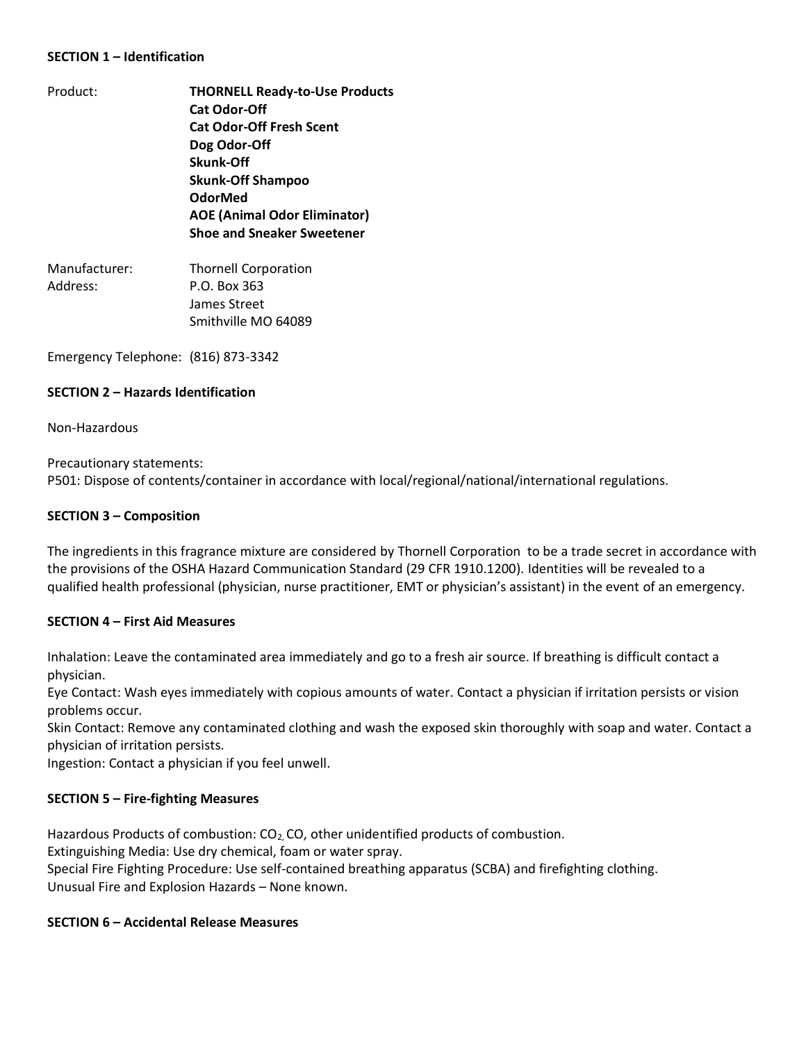## SECTION 1 – Identification

Product: **THORNELL Ready-to-Use Products**
**Cat Odor-Off**
**Cat Odor-Off Fresh Scent**
**Dog Odor-Off**
**Skunk-Off**
**Skunk-Off Shampoo**
**OdorMed**
**AOE (Animal Odor Eliminator)**
**Shoe and Sneaker Sweetener**

Manufacturer: Thornell Corporation
Address: P.O. Box 363
James Street
Smithville MO 64089

Emergency Telephone: (816) 873-3342

## SECTION 2 – Hazards Identification

Non-Hazardous

Precautionary statements:
P501: Dispose of contents/container in accordance with local/regional/national/international regulations.

## SECTION 3 – Composition

The ingredients in this fragrance mixture are considered by Thornell Corporation to be a trade secret in accordance with the provisions of the OSHA Hazard Communication Standard (29 CFR 1910.1200). Identities will be revealed to a qualified health professional (physician, nurse practitioner, EMT or physician's assistant) in the event of an emergency.

## SECTION 4 – First Aid Measures

Inhalation: Leave the contaminated area immediately and go to a fresh air source. If breathing is difficult contact a physician.
Eye Contact: Wash eyes immediately with copious amounts of water. Contact a physician if irritation persists or vision problems occur.
Skin Contact: Remove any contaminated clothing and wash the exposed skin thoroughly with soap and water. Contact a physician of irritation persists.
Ingestion: Contact a physician if you feel unwell.

## SECTION 5 – Fire-fighting Measures

Hazardous Products of combustion: $CO_2$, CO, other unidentified products of combustion.
Extinguishing Media: Use dry chemical, foam or water spray.
Special Fire Fighting Procedure: Use self-contained breathing apparatus (SCBA) and firefighting clothing.
Unusual Fire and Explosion Hazards – None known.

## SECTION 6 – Accidental Release Measures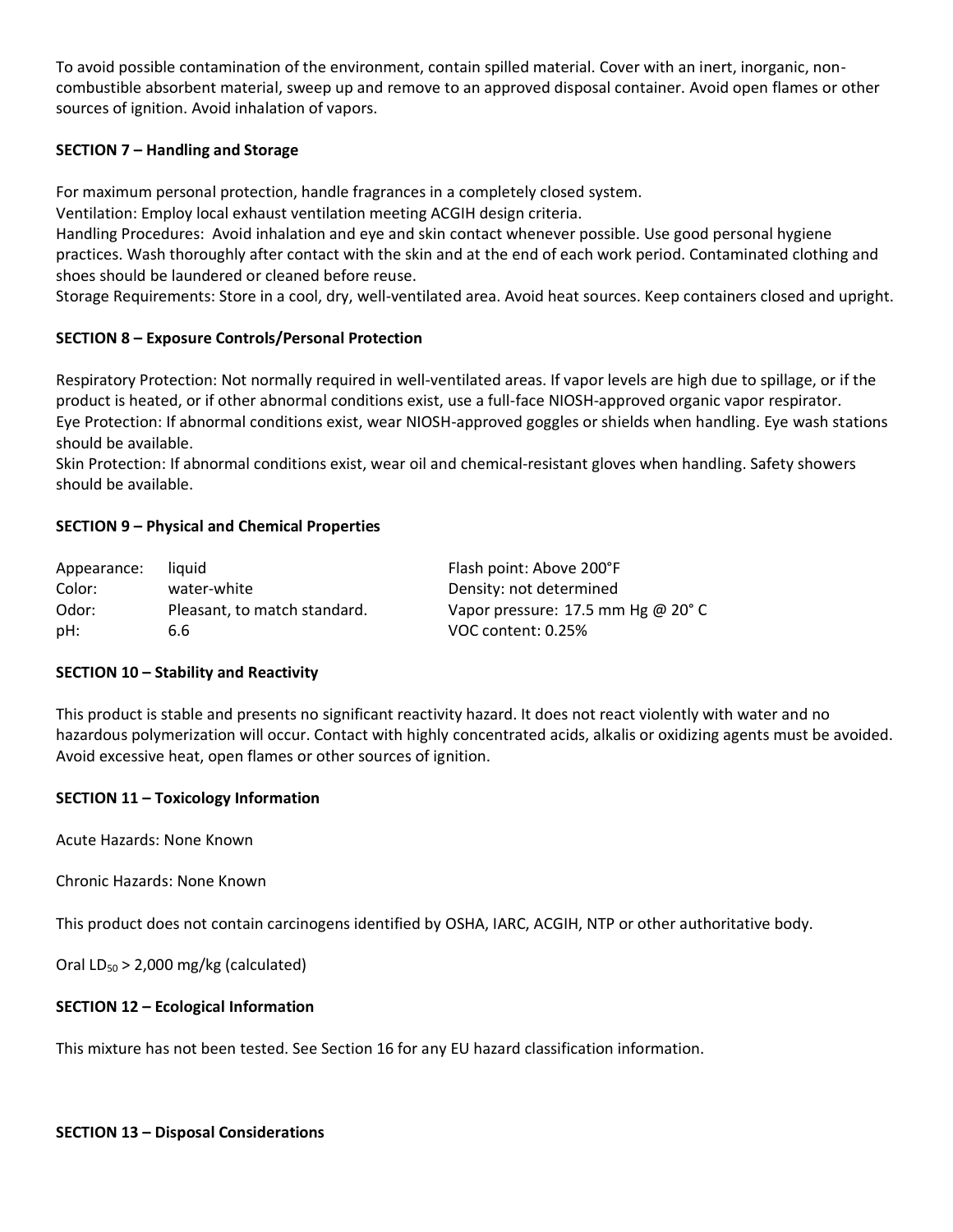To avoid possible contamination of the environment, contain spilled material. Cover with an inert, inorganic, non-combustible absorbent material, sweep up and remove to an approved disposal container. Avoid open flames or other sources of ignition. Avoid inhalation of vapors.

**SECTION 7 – Handling and Storage**

For maximum personal protection, handle fragrances in a completely closed system.
Ventilation: Employ local exhaust ventilation meeting ACGIH design criteria.
Handling Procedures: Avoid inhalation and eye and skin contact whenever possible. Use good personal hygiene practices. Wash thoroughly after contact with the skin and at the end of each work period. Contaminated clothing and shoes should be laundered or cleaned before reuse.
Storage Requirements: Store in a cool, dry, well-ventilated area. Avoid heat sources. Keep containers closed and upright.

**SECTION 8 – Exposure Controls/Personal Protection**

Respiratory Protection: Not normally required in well-ventilated areas. If vapor levels are high due to spillage, or if the product is heated, or if other abnormal conditions exist, use a full-face NIOSH-approved organic vapor respirator.
Eye Protection: If abnormal conditions exist, wear NIOSH-approved goggles or shields when handling. Eye wash stations should be available.
Skin Protection: If abnormal conditions exist, wear oil and chemical-resistant gloves when handling. Safety showers should be available.

**SECTION 9 – Physical and Chemical Properties**

| | | |
|---|---|---|
| Appearance: | liquid | Flash point: Above 200°F |
| Color: | water-white | Density: not determined |
| Odor: | Pleasant, to match standard. | Vapor pressure: 17.5 mm Hg @ 20° C |
| pH: | 6.6 | VOC content: 0.25% |

**SECTION 10 – Stability and Reactivity**

This product is stable and presents no significant reactivity hazard. It does not react violently with water and no hazardous polymerization will occur. Contact with highly concentrated acids, alkalis or oxidizing agents must be avoided. Avoid excessive heat, open flames or other sources of ignition.

**SECTION 11 – Toxicology Information**

Acute Hazards: None Known

Chronic Hazards: None Known

This product does not contain carcinogens identified by OSHA, IARC, ACGIH, NTP or other authoritative body.

Oral $LD_{50}$ > 2,000 mg/kg (calculated)

**SECTION 12 – Ecological Information**

This mixture has not been tested. See Section 16 for any EU hazard classification information.

**SECTION 13 – Disposal Considerations**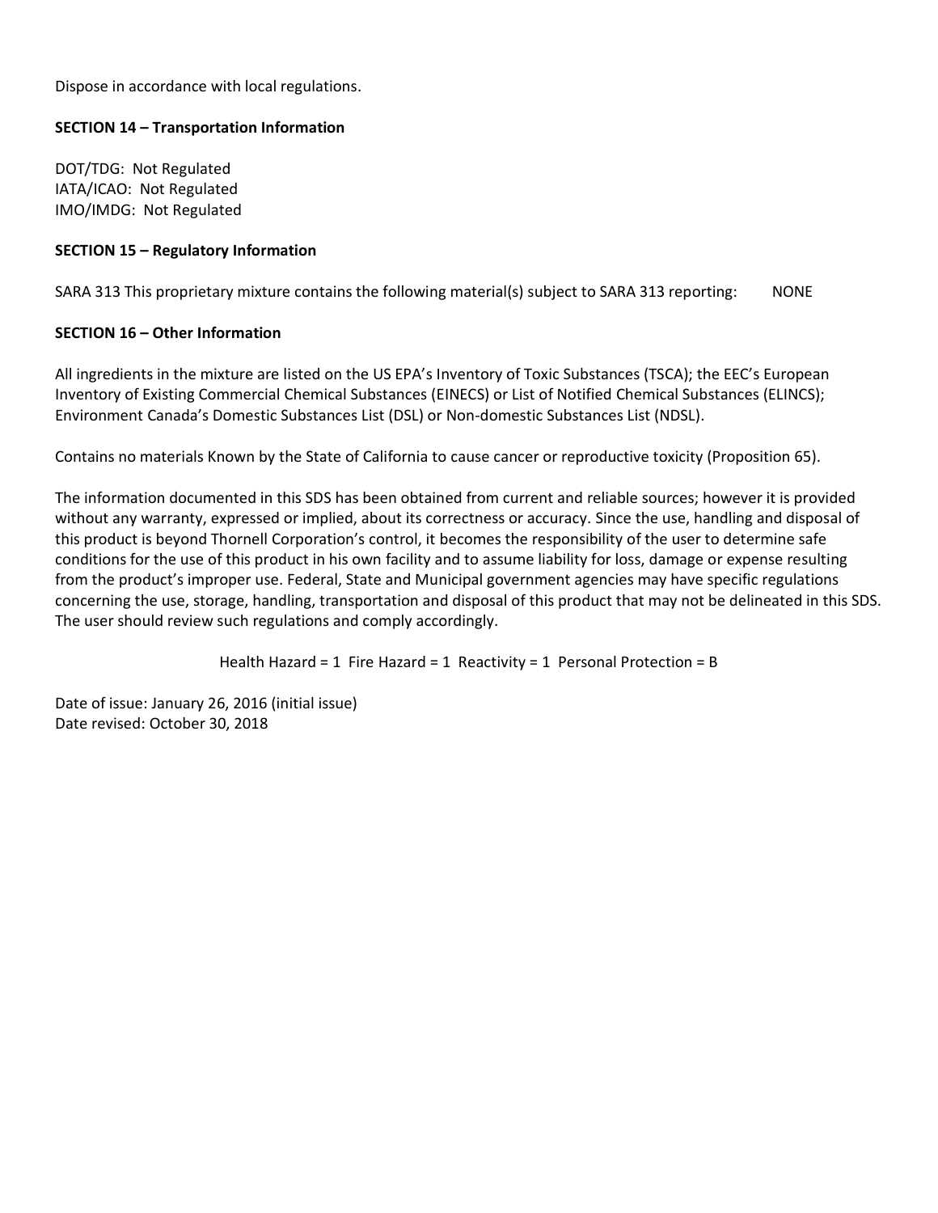Dispose in accordance with local regulations.

**SECTION 14 – Transportation Information**

DOT/TDG: Not Regulated
IATA/ICAO: Not Regulated
IMO/IMDG: Not Regulated

**SECTION 15 – Regulatory Information**

SARA 313 This proprietary mixture contains the following material(s) subject to SARA 313 reporting: NONE

**SECTION 16 – Other Information**

All ingredients in the mixture are listed on the US EPA's Inventory of Toxic Substances (TSCA); the EEC's European Inventory of Existing Commercial Chemical Substances (EINECS) or List of Notified Chemical Substances (ELINCS); Environment Canada's Domestic Substances List (DSL) or Non-domestic Substances List (NDSL).

Contains no materials Known by the State of California to cause cancer or reproductive toxicity (Proposition 65).

The information documented in this SDS has been obtained from current and reliable sources; however it is provided without any warranty, expressed or implied, about its correctness or accuracy. Since the use, handling and disposal of this product is beyond Thornell Corporation's control, it becomes the responsibility of the user to determine safe conditions for the use of this product in his own facility and to assume liability for loss, damage or expense resulting from the product's improper use. Federal, State and Municipal government agencies may have specific regulations concerning the use, storage, handling, transportation and disposal of this product that may not be delineated in this SDS. The user should review such regulations and comply accordingly.

Health Hazard = 1 Fire Hazard = 1 Reactivity = 1 Personal Protection = B

Date of issue: January 26, 2016 (initial issue)
Date revised: October 30, 2018